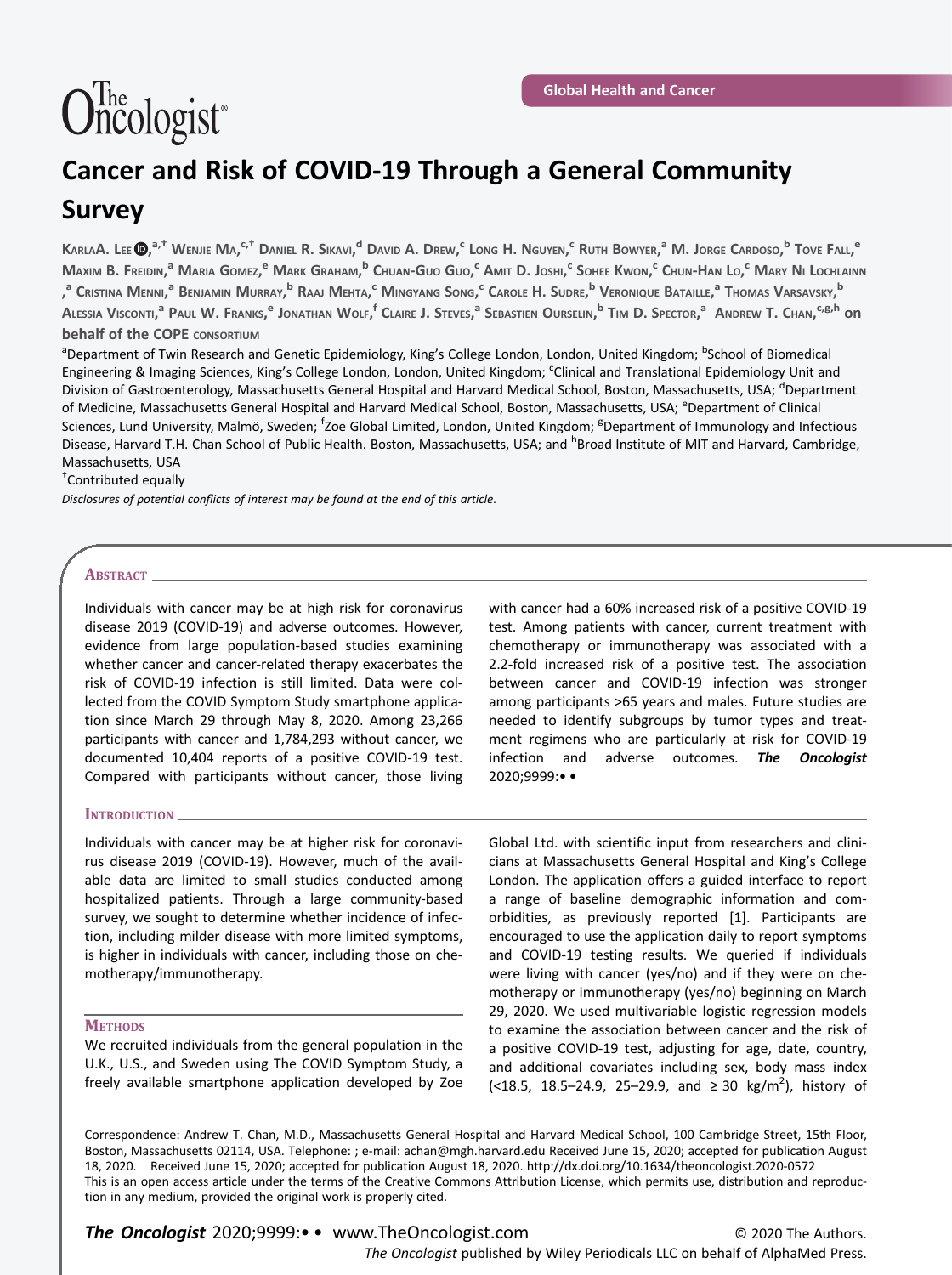Global Health and Cancer

# Cancer and Risk of COVID-19 Through a General Community Survey

KarlaA. Lee,[a,†] Wenjie Ma,[c,†] Daniel R. Sikavi,[d] David A. Drew,[c] Long H. Nguyen,[c] Ruth Bowyer,[a] M. Jorge Cardoso,[b] Tove Fall,[e] Maxim B. Freidin,[a] Maria Gomez,[e] Mark Graham,[b] Chuan-Guo Guo,[c] Amit D. Joshi,[c] Sohee Kwon,[c] Chun-Han Lo,[c] Mary Ni Lochlainn,[a] Cristina Menni,[a] Benjamin Murray,[b] Raaj Mehta,[c] Mingyang Song,[c] Carole H. Sudre,[b] Veronique Bataille,[a] Thomas Varsavsky,[b] Alessia Visconti,[a] Paul W. Franks,[e] Jonathan Wolf,[f] Claire J. Steves,[a] Sebastien Ourselin,[b] Tim D. Spector,[a] Andrew T. Chan,[c,g,h] on behalf of the COPE consortium

[a]Department of Twin Research and Genetic Epidemiology, King's College London, London, United Kingdom; [b]School of Biomedical Engineering & Imaging Sciences, King's College London, London, United Kingdom; [c]Clinical and Translational Epidemiology Unit and Division of Gastroenterology, Massachusetts General Hospital and Harvard Medical School, Boston, Massachusetts, USA; [d]Department of Medicine, Massachusetts General Hospital and Harvard Medical School, Boston, Massachusetts, USA; [e]Department of Clinical Sciences, Lund University, Malmö, Sweden; [f]Zoe Global Limited, London, United Kingdom; [g]Department of Immunology and Infectious Disease, Harvard T.H. Chan School of Public Health. Boston, Massachusetts, USA; and [h]Broad Institute of MIT and Harvard, Cambridge, Massachusetts, USA

[†]Contributed equally

*Disclosures of potential conflicts of interest may be found at the end of this article.*

## Abstract

Individuals with cancer may be at high risk for coronavirus disease 2019 (COVID-19) and adverse outcomes. However, evidence from large population-based studies examining whether cancer and cancer-related therapy exacerbates the risk of COVID-19 infection is still limited. Data were collected from the COVID Symptom Study smartphone application since March 29 through May 8, 2020. Among 23,266 participants with cancer and 1,784,293 without cancer, we documented 10,404 reports of a positive COVID-19 test. Compared with participants without cancer, those living with cancer had a 60% increased risk of a positive COVID-19 test. Among patients with cancer, current treatment with chemotherapy or immunotherapy was associated with a 2.2-fold increased risk of a positive test. The association between cancer and COVID-19 infection was stronger among participants >65 years and males. Future studies are needed to identify subgroups by tumor types and treatment regimens who are particularly at risk for COVID-19 infection and adverse outcomes. ***The Oncologist*** 2020;9999:• •

## Introduction

Individuals with cancer may be at higher risk for coronavirus disease 2019 (COVID-19). However, much of the available data are limited to small studies conducted among hospitalized patients. Through a large community-based survey, we sought to determine whether incidence of infection, including milder disease with more limited symptoms, is higher in individuals with cancer, including those on chemotherapy/immunotherapy.

## Methods

We recruited individuals from the general population in the U.K., U.S., and Sweden using The COVID Symptom Study, a freely available smartphone application developed by Zoe Global Ltd. with scientific input from researchers and clinicians at Massachusetts General Hospital and King's College London. The application offers a guided interface to report a range of baseline demographic information and comorbidities, as previously reported [1]. Participants are encouraged to use the application daily to report symptoms and COVID-19 testing results. We queried if individuals were living with cancer (yes/no) and if they were on chemotherapy or immunotherapy (yes/no) beginning on March 29, 2020. We used multivariable logistic regression models to examine the association between cancer and the risk of a positive COVID-19 test, adjusting for age, date, country, and additional covariates including sex, body mass index (<18.5, 18.5–24.9, 25–29.9, and ≥ 30 kg/m$^2$), history of

Correspondence: Andrew T. Chan, M.D., Massachusetts General Hospital and Harvard Medical School, 100 Cambridge Street, 15th Floor, Boston, Massachusetts 02114, USA. Telephone: ; e-mail: achan@mgh.harvard.edu Received June 15, 2020; accepted for publication August 18, 2020. Received June 15, 2020; accepted for publication August 18, 2020. http://dx.doi.org/10.1634/theoncologist.2020-0572

This is an open access article under the terms of the Creative Commons Attribution License, which permits use, distribution and reproduction in any medium, provided the original work is properly cited.

© 2020 The Authors.

*The Oncologist* published by Wiley Periodicals LLC on behalf of AlphaMed Press.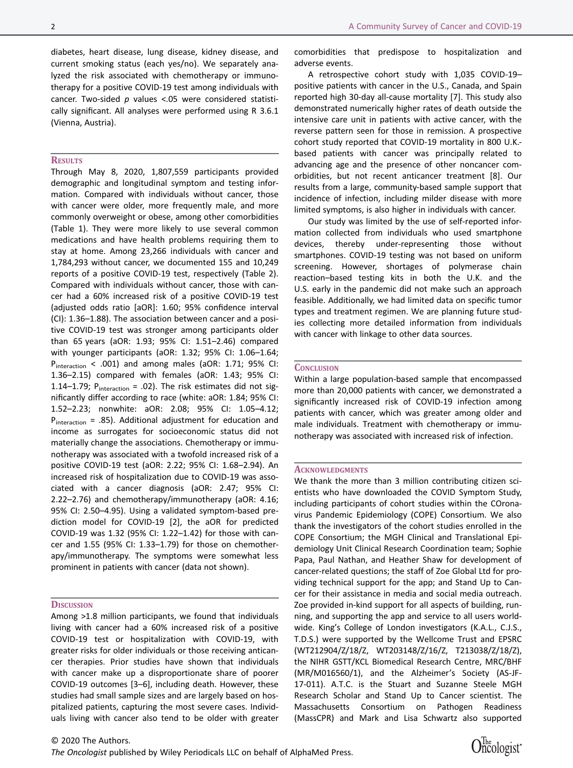diabetes, heart disease, lung disease, kidney disease, and current smoking status (each yes/no). We separately analyzed the risk associated with chemotherapy or immunotherapy for a positive COVID-19 test among individuals with cancer. Two-sided $p$ values <.05 were considered statistically significant. All analyses were performed using R 3.6.1 (Vienna, Austria).

## Results

Through May 8, 2020, 1,807,559 participants provided demographic and longitudinal symptom and testing information. Compared with individuals without cancer, those with cancer were older, more frequently male, and more commonly overweight or obese, among other comorbidities (Table 1). They were more likely to use several common medications and have health problems requiring them to stay at home. Among 23,266 individuals with cancer and 1,784,293 without cancer, we documented 155 and 10,249 reports of a positive COVID-19 test, respectively (Table 2). Compared with individuals without cancer, those with cancer had a 60% increased risk of a positive COVID-19 test (adjusted odds ratio [aOR]: 1.60; 95% confidence interval (CI): 1.36–1.88). The association between cancer and a positive COVID-19 test was stronger among participants older than 65 years (aOR: 1.93; 95% CI: 1.51–2.46) compared with younger participants (aOR: 1.32; 95% CI: 1.06–1.64; $P_{interaction}$ < .001) and among males (aOR: 1.71; 95% CI: 1.36–2.15) compared with females (aOR: 1.43; 95% CI: 1.14–1.79; $P_{interaction}$ = .02). The risk estimates did not significantly differ according to race (white: aOR: 1.84; 95% CI: 1.52–2.23; nonwhite: aOR: 2.08; 95% CI: 1.05–4.12; $P_{interaction}$ = .85). Additional adjustment for education and income as surrogates for socioeconomic status did not materially change the associations. Chemotherapy or immunotherapy was associated with a twofold increased risk of a positive COVID-19 test (aOR: 2.22; 95% CI: 1.68–2.94). An increased risk of hospitalization due to COVID-19 was associated with a cancer diagnosis (aOR: 2.47; 95% CI: 2.22–2.76) and chemotherapy/immunotherapy (aOR: 4.16; 95% CI: 2.50–4.95). Using a validated symptom-based prediction model for COVID-19 [2], the aOR for predicted COVID-19 was 1.32 (95% CI: 1.22–1.42) for those with cancer and 1.55 (95% CI: 1.33–1.79) for those on chemotherapy/immunotherapy. The symptoms were somewhat less prominent in patients with cancer (data not shown).

## Discussion

Among >1.8 million participants, we found that individuals living with cancer had a 60% increased risk of a positive COVID-19 test or hospitalization with COVID-19, with greater risks for older individuals or those receiving anticancer therapies. Prior studies have shown that individuals with cancer make up a disproportionate share of poorer COVID-19 outcomes [3–6], including death. However, these studies had small sample sizes and are largely based on hospitalized patients, capturing the most severe cases. Individuals living with cancer also tend to be older with greater comorbidities that predispose to hospitalization and adverse events.

A retrospective cohort study with 1,035 COVID-19–positive patients with cancer in the U.S., Canada, and Spain reported high 30-day all-cause mortality [7]. This study also demonstrated numerically higher rates of death outside the intensive care unit in patients with active cancer, with the reverse pattern seen for those in remission. A prospective cohort study reported that COVID-19 mortality in 800 U.K.-based patients with cancer was principally related to advancing age and the presence of other noncancer comorbidities, but not recent anticancer treatment [8]. Our results from a large, community-based sample support that incidence of infection, including milder disease with more limited symptoms, is also higher in individuals with cancer.

Our study was limited by the use of self-reported information collected from individuals who used smartphone devices, thereby under-representing those without smartphones. COVID-19 testing was not based on uniform screening. However, shortages of polymerase chain reaction–based testing kits in both the U.K. and the U.S. early in the pandemic did not make such an approach feasible. Additionally, we had limited data on specific tumor types and treatment regimen. We are planning future studies collecting more detailed information from individuals with cancer with linkage to other data sources.

## Conclusion

Within a large population-based sample that encompassed more than 20,000 patients with cancer, we demonstrated a significantly increased risk of COVID-19 infection among patients with cancer, which was greater among older and male individuals. Treatment with chemotherapy or immunotherapy was associated with increased risk of infection.

## Acknowledgments

We thank the more than 3 million contributing citizen scientists who have downloaded the COVID Symptom Study, including participants of cohort studies within the COronavirus Pandemic Epidemiology (COPE) Consortium. We also thank the investigators of the cohort studies enrolled in the COPE Consortium; the MGH Clinical and Translational Epidemiology Unit Clinical Research Coordination team; Sophie Papa, Paul Nathan, and Heather Shaw for development of cancer-related questions; the staff of Zoe Global Ltd for providing technical support for the app; and Stand Up to Cancer for their assistance in media and social media outreach. Zoe provided in-kind support for all aspects of building, running, and supporting the app and service to all users worldwide. King's College of London investigators (K.A.L., C.J.S., T.D.S.) were supported by the Wellcome Trust and EPSRC (WT212904/Z/18/Z, WT203148/Z/16/Z, T213038/Z/18/Z), the NIHR GSTT/KCL Biomedical Research Centre, MRC/BHF (MR/M016560/1), and the Alzheimer's Society (AS-JF-17-011). A.T.C. is the Stuart and Suzanne Steele MGH Research Scholar and Stand Up to Cancer scientist. The Massachusetts Consortium on Pathogen Readiness (MassCPR) and Mark and Lisa Schwartz also supported

© 2020 The Authors.
*The Oncologist* published by Wiley Periodicals LLC on behalf of AlphaMed Press.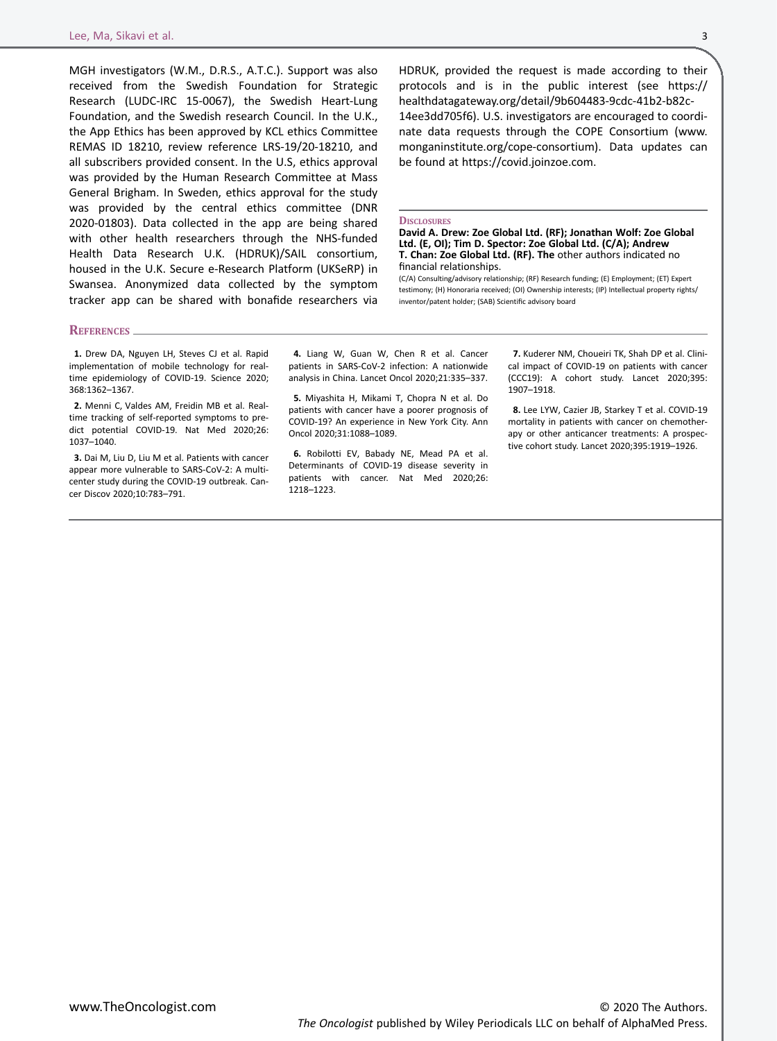MGH investigators (W.M., D.R.S., A.T.C.). Support was also received from the Swedish Foundation for Strategic Research (LUDC-IRC 15-0067), the Swedish Heart-Lung Foundation, and the Swedish research Council. In the U.K., the App Ethics has been approved by KCL ethics Committee REMAS ID 18210, review reference LRS-19/20-18210, and all subscribers provided consent. In the U.S, ethics approval was provided by the Human Research Committee at Mass General Brigham. In Sweden, ethics approval for the study was provided by the central ethics committee (DNR 2020-01803). Data collected in the app are being shared with other health researchers through the NHS-funded Health Data Research U.K. (HDRUK)/SAIL consortium, housed in the U.K. Secure e-Research Platform (UKSeRP) in Swansea. Anonymized data collected by the symptom tracker app can be shared with bonafide researchers via HDRUK, provided the request is made according to their protocols and is in the public interest (see https://healthdatagateway.org/detail/9b604483-9cdc-41b2-b82c-14ee3dd705f6). U.S. investigators are encouraged to coordinate data requests through the COPE Consortium (www.monganinstitute.org/cope-consortium). Data updates can be found at https://covid.joinzoe.com.

## Disclosures

**David A. Drew: Zoe Global Ltd. (RF); Jonathan Wolf: Zoe Global Ltd. (E, OI); Tim D. Spector: Zoe Global Ltd. (C/A); Andrew T. Chan: Zoe Global Ltd. (RF). The** other authors indicated no financial relationships.

(C/A) Consulting/advisory relationship; (RF) Research funding; (E) Employment; (ET) Expert testimony; (H) Honoraria received; (OI) Ownership interests; (IP) Intellectual property rights/inventor/patent holder; (SAB) Scientific advisory board

## References

**1.** Drew DA, Nguyen LH, Steves CJ et al. Rapid implementation of mobile technology for real-time epidemiology of COVID-19. Science 2020; 368:1362–1367.

**2.** Menni C, Valdes AM, Freidin MB et al. Real-time tracking of self-reported symptoms to predict potential COVID-19. Nat Med 2020;26: 1037–1040.

**3.** Dai M, Liu D, Liu M et al. Patients with cancer appear more vulnerable to SARS-CoV-2: A multicenter study during the COVID-19 outbreak. Cancer Discov 2020;10:783–791.

**4.** Liang W, Guan W, Chen R et al. Cancer patients in SARS-CoV-2 infection: A nationwide analysis in China. Lancet Oncol 2020;21:335–337.

**5.** Miyashita H, Mikami T, Chopra N et al. Do patients with cancer have a poorer prognosis of COVID-19? An experience in New York City. Ann Oncol 2020;31:1088–1089.

**6.** Robilotti EV, Babady NE, Mead PA et al. Determinants of COVID-19 disease severity in patients with cancer. Nat Med 2020;26: 1218–1223.

**7.** Kuderer NM, Choueiri TK, Shah DP et al. Clinical impact of COVID-19 on patients with cancer (CCC19): A cohort study. Lancet 2020;395: 1907–1918.

**8.** Lee LYW, Cazier JB, Starkey T et al. COVID-19 mortality in patients with cancer on chemotherapy or other anticancer treatments: A prospective cohort study. Lancet 2020;395:1919–1926.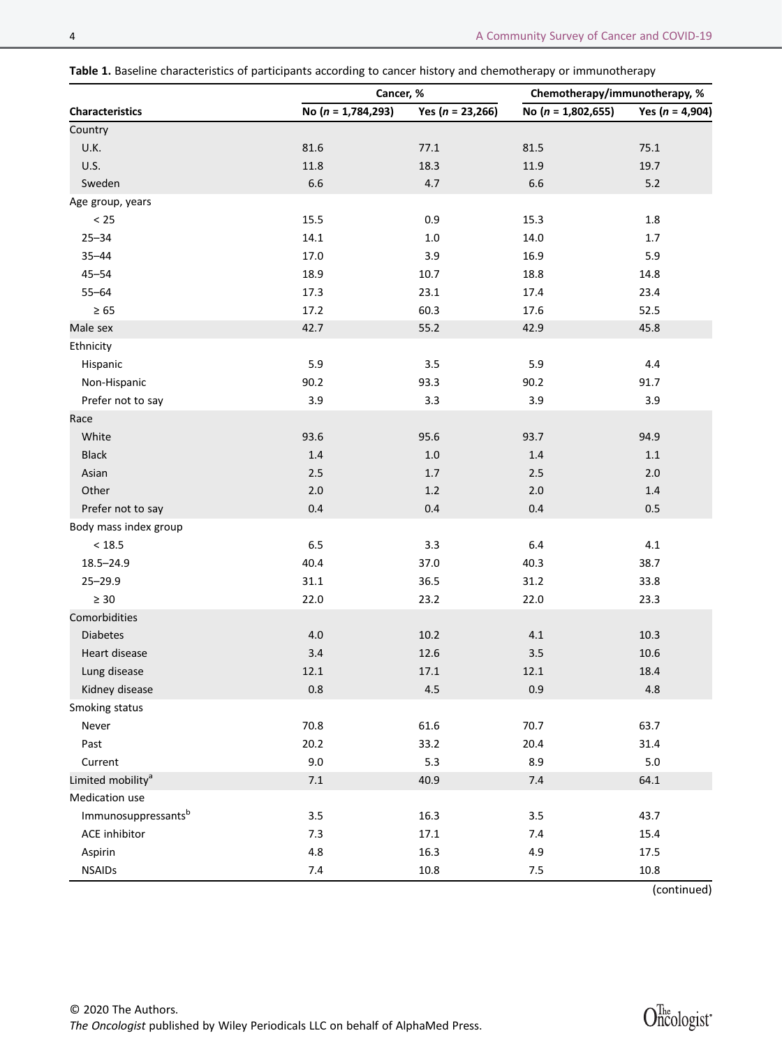**Table 1.** Baseline characteristics of participants according to cancer history and chemotherapy or immunotherapy

| Characteristics | Cancer, % | | Chemotherapy/immunotherapy, % | |
|---|---|---|---|---|
| | No (*n* = 1,784,293) | Yes (*n* = 23,266) | No (*n* = 1,802,655) | Yes (*n* = 4,904) |
| Country | | | | |
| U.K. | 81.6 | 77.1 | 81.5 | 75.1 |
| U.S. | 11.8 | 18.3 | 11.9 | 19.7 |
| Sweden | 6.6 | 4.7 | 6.6 | 5.2 |
| Age group, years | | | | |
| < 25 | 15.5 | 0.9 | 15.3 | 1.8 |
| 25–34 | 14.1 | 1.0 | 14.0 | 1.7 |
| 35–44 | 17.0 | 3.9 | 16.9 | 5.9 |
| 45–54 | 18.9 | 10.7 | 18.8 | 14.8 |
| 55–64 | 17.3 | 23.1 | 17.4 | 23.4 |
| ≥ 65 | 17.2 | 60.3 | 17.6 | 52.5 |
| Male sex | 42.7 | 55.2 | 42.9 | 45.8 |
| Ethnicity | | | | |
| Hispanic | 5.9 | 3.5 | 5.9 | 4.4 |
| Non-Hispanic | 90.2 | 93.3 | 90.2 | 91.7 |
| Prefer not to say | 3.9 | 3.3 | 3.9 | 3.9 |
| Race | | | | |
| White | 93.6 | 95.6 | 93.7 | 94.9 |
| Black | 1.4 | 1.0 | 1.4 | 1.1 |
| Asian | 2.5 | 1.7 | 2.5 | 2.0 |
| Other | 2.0 | 1.2 | 2.0 | 1.4 |
| Prefer not to say | 0.4 | 0.4 | 0.4 | 0.5 |
| Body mass index group | | | | |
| < 18.5 | 6.5 | 3.3 | 6.4 | 4.1 |
| 18.5–24.9 | 40.4 | 37.0 | 40.3 | 38.7 |
| 25–29.9 | 31.1 | 36.5 | 31.2 | 33.8 |
| ≥ 30 | 22.0 | 23.2 | 22.0 | 23.3 |
| Comorbidities | | | | |
| Diabetes | 4.0 | 10.2 | 4.1 | 10.3 |
| Heart disease | 3.4 | 12.6 | 3.5 | 10.6 |
| Lung disease | 12.1 | 17.1 | 12.1 | 18.4 |
| Kidney disease | 0.8 | 4.5 | 0.9 | 4.8 |
| Smoking status | | | | |
| Never | 70.8 | 61.6 | 70.7 | 63.7 |
| Past | 20.2 | 33.2 | 20.4 | 31.4 |
| Current | 9.0 | 5.3 | 8.9 | 5.0 |
| Limited mobility[a] | 7.1 | 40.9 | 7.4 | 64.1 |
| Medication use | | | | |
| Immunosuppressants[b] | 3.5 | 16.3 | 3.5 | 43.7 |
| ACE inhibitor | 7.3 | 17.1 | 7.4 | 15.4 |
| Aspirin | 4.8 | 16.3 | 4.9 | 17.5 |
| NSAIDs | 7.4 | 10.8 | 7.5 | 10.8 |

(continued)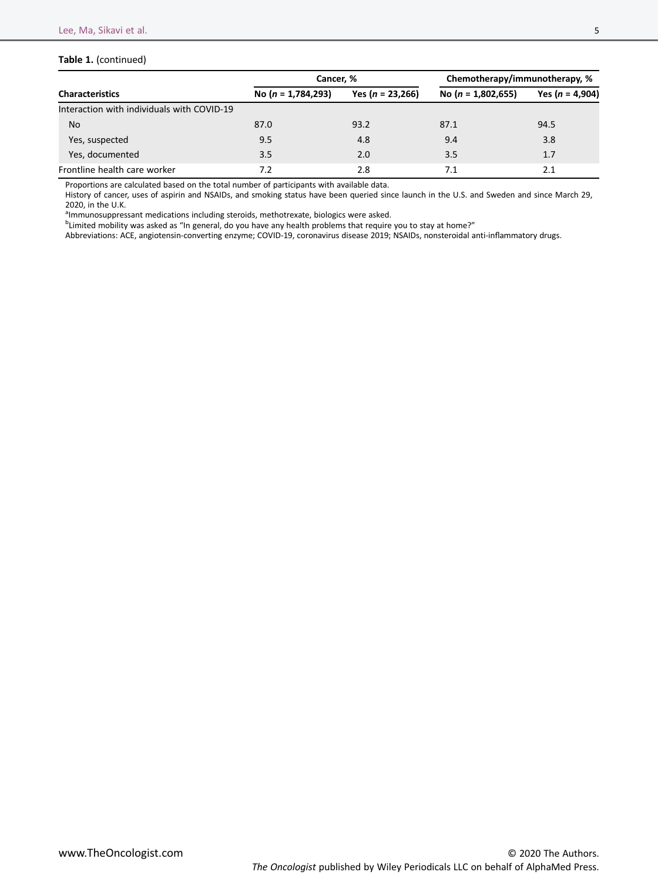**Table 1.** (continued)

| Characteristics | Cancer, % | | Chemotherapy/immunotherapy, % | |
|---|---|---|---|---|
| | No (*n* = 1,784,293) | Yes (*n* = 23,266) | No (*n* = 1,802,655) | Yes (*n* = 4,904) |
| Interaction with individuals with COVID-19 | | | | |
| No | 87.0 | 93.2 | 87.1 | 94.5 |
| Yes, suspected | 9.5 | 4.8 | 9.4 | 3.8 |
| Yes, documented | 3.5 | 2.0 | 3.5 | 1.7 |
| Frontline health care worker | 7.2 | 2.8 | 7.1 | 2.1 |

Proportions are calculated based on the total number of participants with available data.

History of cancer, uses of aspirin and NSAIDs, and smoking status have been queried since launch in the U.S. and Sweden and since March 29, 2020, in the U.K.

[a]Immunosuppressant medications including steroids, methotrexate, biologics were asked.

[b]Limited mobility was asked as "In general, do you have any health problems that require you to stay at home?"

Abbreviations: ACE, angiotensin-converting enzyme; COVID-19, coronavirus disease 2019; NSAIDs, nonsteroidal anti-inflammatory drugs.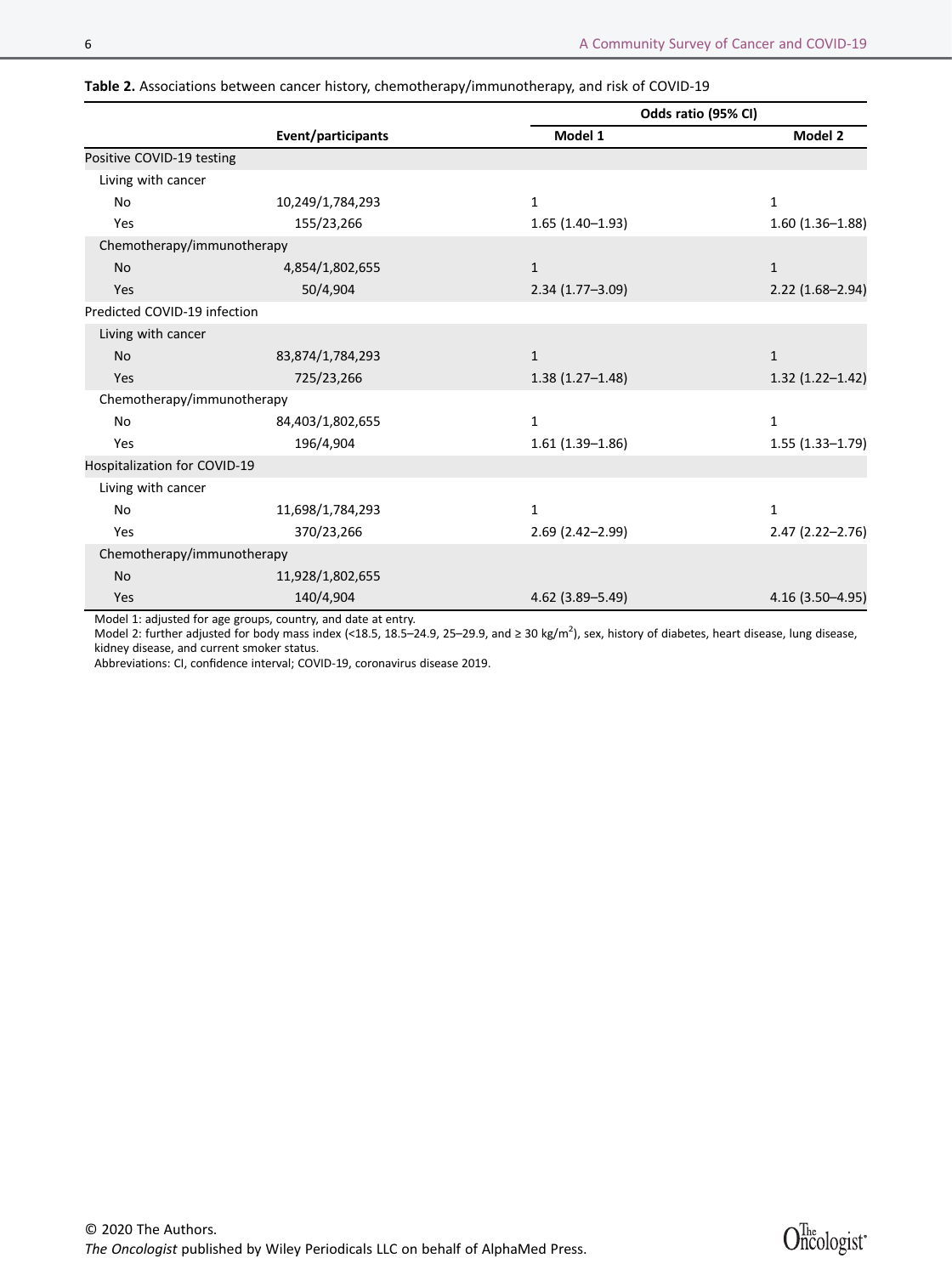**Table 2.** Associations between cancer history, chemotherapy/immunotherapy, and risk of COVID-19

| | Event/participants | Odds ratio (95% CI) | |
|---|---|---|---|
| | | Model 1 | Model 2 |
| Positive COVID-19 testing | | | |
| Living with cancer | | | |
| No | 10,249/1,784,293 | 1 | 1 |
| Yes | 155/23,266 | 1.65 (1.40–1.93) | 1.60 (1.36–1.88) |
| Chemotherapy/immunotherapy | | | |
| No | 4,854/1,802,655 | 1 | 1 |
| Yes | 50/4,904 | 2.34 (1.77–3.09) | 2.22 (1.68–2.94) |
| Predicted COVID-19 infection | | | |
| Living with cancer | | | |
| No | 83,874/1,784,293 | 1 | 1 |
| Yes | 725/23,266 | 1.38 (1.27–1.48) | 1.32 (1.22–1.42) |
| Chemotherapy/immunotherapy | | | |
| No | 84,403/1,802,655 | 1 | 1 |
| Yes | 196/4,904 | 1.61 (1.39–1.86) | 1.55 (1.33–1.79) |
| Hospitalization for COVID-19 | | | |
| Living with cancer | | | |
| No | 11,698/1,784,293 | 1 | 1 |
| Yes | 370/23,266 | 2.69 (2.42–2.99) | 2.47 (2.22–2.76) |
| Chemotherapy/immunotherapy | | | |
| No | 11,928/1,802,655 | | |
| Yes | 140/4,904 | 4.62 (3.89–5.49) | 4.16 (3.50–4.95) |

Model 1: adjusted for age groups, country, and date at entry.
Model 2: further adjusted for body mass index (<18.5, 18.5–24.9, 25–29.9, and ≥ 30 kg/m$^2$), sex, history of diabetes, heart disease, lung disease, kidney disease, and current smoker status.
Abbreviations: CI, confidence interval; COVID-19, coronavirus disease 2019.

© 2020 The Authors.
*The Oncologist* published by Wiley Periodicals LLC on behalf of AlphaMed Press.